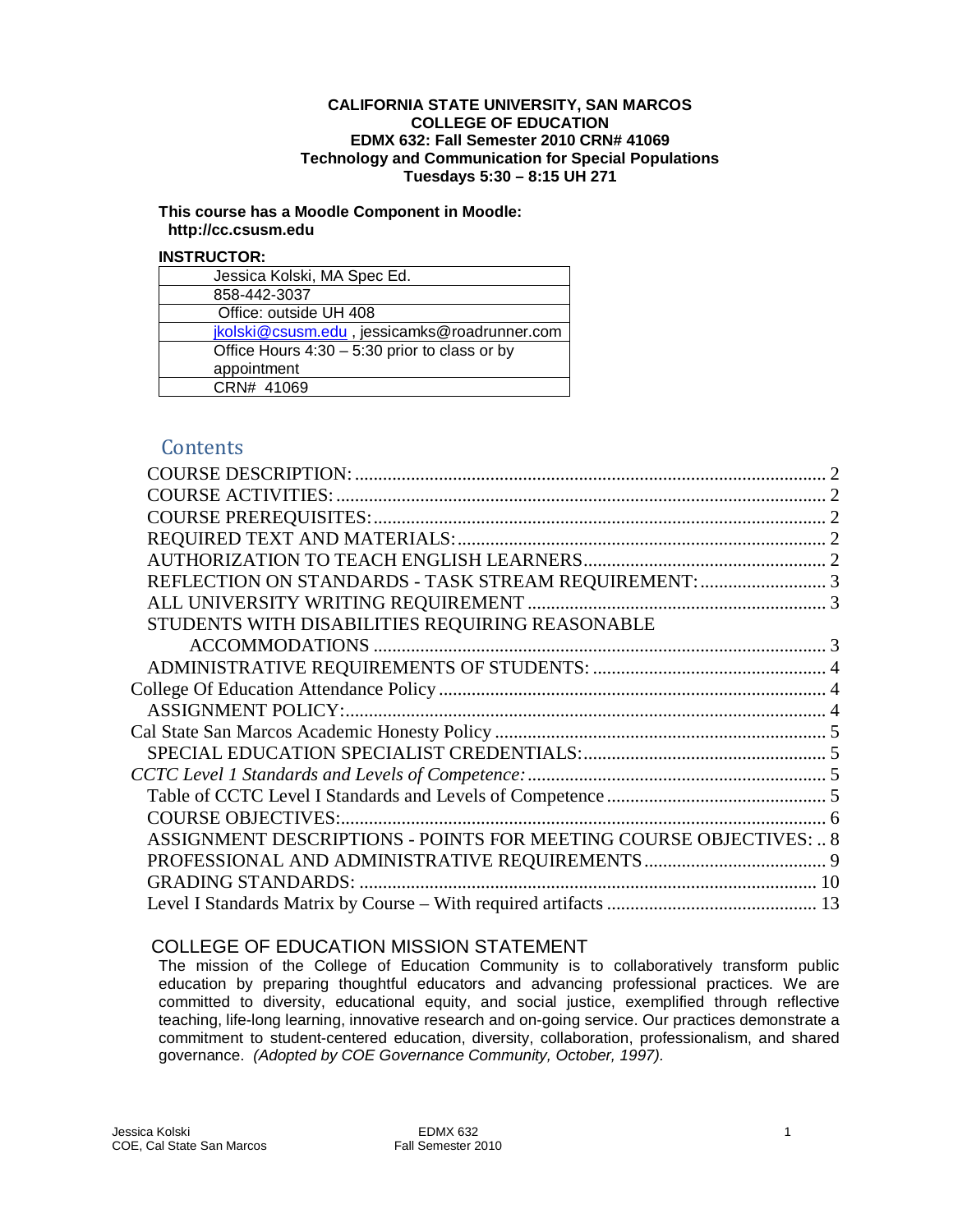**CALIFORNIA STATE UNIVERSITY, SAN MARCOS**
**COLLEGE OF EDUCATION**
**EDMX 632: Fall Semester 2010 CRN# 41069**
**Technology and Communication for Special Populations**
**Tuesdays 5:30 – 8:15 UH 271**

**This course has a Moodle Component in Moodle: http://cc.csusm.edu**

**INSTRUCTOR:**

| |
|---|
| Jessica Kolski, MA Spec Ed. |
| 858-442-3037 |
| Office: outside UH 408 |
| jkolski@csusm.edu , jessicamks@roadrunner.com |
| Office Hours 4:30 – 5:30 prior to class or by appointment |
| CRN# 41069 |

## Contents

- COURSE DESCRIPTION: ... 2
- COURSE ACTIVITIES: ... 2
- COURSE PREREQUISITES: ... 2
- REQUIRED TEXT AND MATERIALS: ... 2
- AUTHORIZATION TO TEACH ENGLISH LEARNERS ... 2
- REFLECTION ON STANDARDS - TASK STREAM REQUIREMENT: ... 3
- ALL UNIVERSITY WRITING REQUIREMENT ... 3
- STUDENTS WITH DISABILITIES REQUIRING REASONABLE ACCOMMODATIONS ... 3
- ADMINISTRATIVE REQUIREMENTS OF STUDENTS: ... 4
- College Of Education Attendance Policy ... 4
- ASSIGNMENT POLICY: ... 4
- Cal State San Marcos Academic Honesty Policy ... 5
- SPECIAL EDUCATION SPECIALIST CREDENTIALS: ... 5
- *CCTC Level 1 Standards and Levels of Competence:* ... 5
- Table of CCTC Level I Standards and Levels of Competence ... 5
- COURSE OBJECTIVES: ... 6
- ASSIGNMENT DESCRIPTIONS - POINTS FOR MEETING COURSE OBJECTIVES: .. 8
- PROFESSIONAL AND ADMINISTRATIVE REQUIREMENTS ... 9
- GRADING STANDARDS: ... 10
- Level I Standards Matrix by Course – With required artifacts ... 13

## COLLEGE OF EDUCATION MISSION STATEMENT

The mission of the College of Education Community is to collaboratively transform public education by preparing thoughtful educators and advancing professional practices. We are committed to diversity, educational equity, and social justice, exemplified through reflective teaching, life-long learning, innovative research and on-going service. Our practices demonstrate a commitment to student-centered education, diversity, collaboration, professionalism, and shared governance. *(Adopted by COE Governance Community, October, 1997).*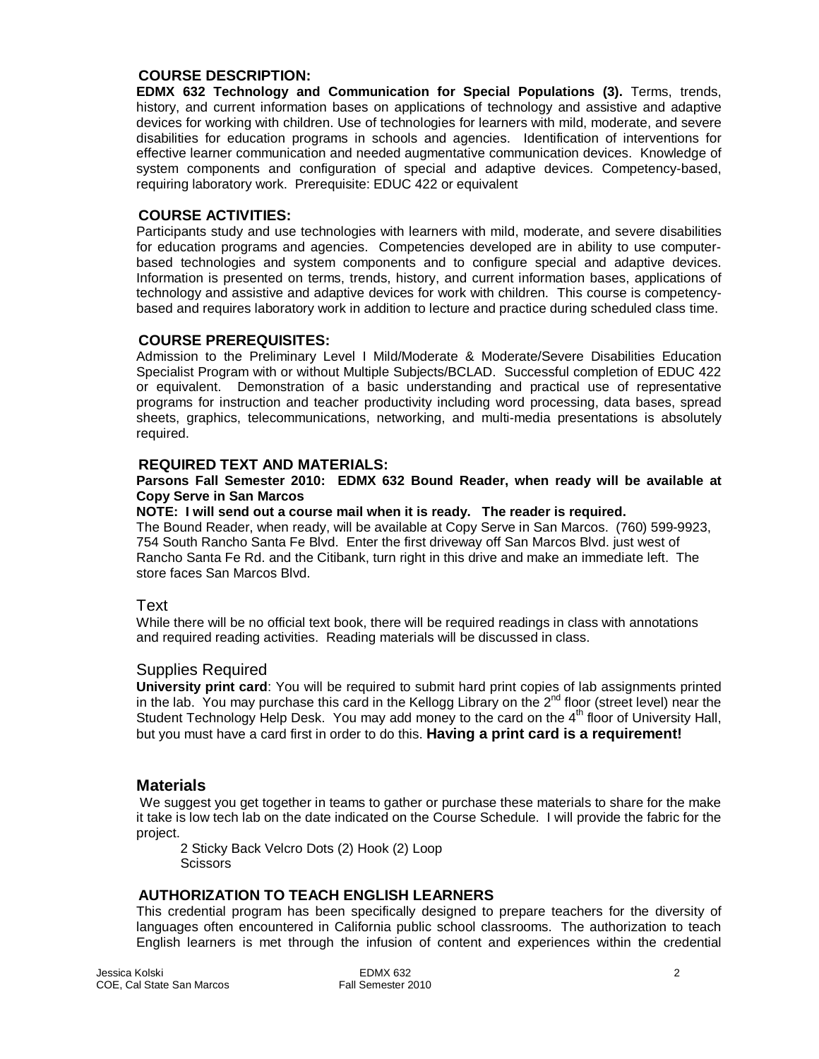## COURSE DESCRIPTION:

**EDMX 632 Technology and Communication for Special Populations (3).** Terms, trends, history, and current information bases on applications of technology and assistive and adaptive devices for working with children. Use of technologies for learners with mild, moderate, and severe disabilities for education programs in schools and agencies. Identification of interventions for effective learner communication and needed augmentative communication devices. Knowledge of system components and configuration of special and adaptive devices. Competency-based, requiring laboratory work. Prerequisite: EDUC 422 or equivalent

## COURSE ACTIVITIES:

Participants study and use technologies with learners with mild, moderate, and severe disabilities for education programs and agencies. Competencies developed are in ability to use computer-based technologies and system components and to configure special and adaptive devices. Information is presented on terms, trends, history, and current information bases, applications of technology and assistive and adaptive devices for work with children. This course is competency-based and requires laboratory work in addition to lecture and practice during scheduled class time.

## COURSE PREREQUISITES:

Admission to the Preliminary Level I Mild/Moderate & Moderate/Severe Disabilities Education Specialist Program with or without Multiple Subjects/BCLAD. Successful completion of EDUC 422 or equivalent. Demonstration of a basic understanding and practical use of representative programs for instruction and teacher productivity including word processing, data bases, spread sheets, graphics, telecommunications, networking, and multi-media presentations is absolutely required.

## REQUIRED TEXT AND MATERIALS:

**Parsons Fall Semester 2010: EDMX 632 Bound Reader, when ready will be available at Copy Serve in San Marcos**

**NOTE: I will send out a course mail when it is ready. The reader is required.**

The Bound Reader, when ready, will be available at Copy Serve in San Marcos. (760) 599-9923, 754 South Rancho Santa Fe Blvd. Enter the first driveway off San Marcos Blvd. just west of Rancho Santa Fe Rd. and the Citibank, turn right in this drive and make an immediate left. The store faces San Marcos Blvd.

### Text

While there will be no official text book, there will be required readings in class with annotations and required reading activities. Reading materials will be discussed in class.

### Supplies Required

**University print card**: You will be required to submit hard print copies of lab assignments printed in the lab. You may purchase this card in the Kellogg Library on the 2nd floor (street level) near the Student Technology Help Desk. You may add money to the card on the 4th floor of University Hall, but you must have a card first in order to do this. **Having a print card is a requirement!**

## Materials

We suggest you get together in teams to gather or purchase these materials to share for the make it take is low tech lab on the date indicated on the Course Schedule. I will provide the fabric for the project.

2 Sticky Back Velcro Dots (2) Hook (2) Loop
Scissors

## AUTHORIZATION TO TEACH ENGLISH LEARNERS

This credential program has been specifically designed to prepare teachers for the diversity of languages often encountered in California public school classrooms. The authorization to teach English learners is met through the infusion of content and experiences within the credential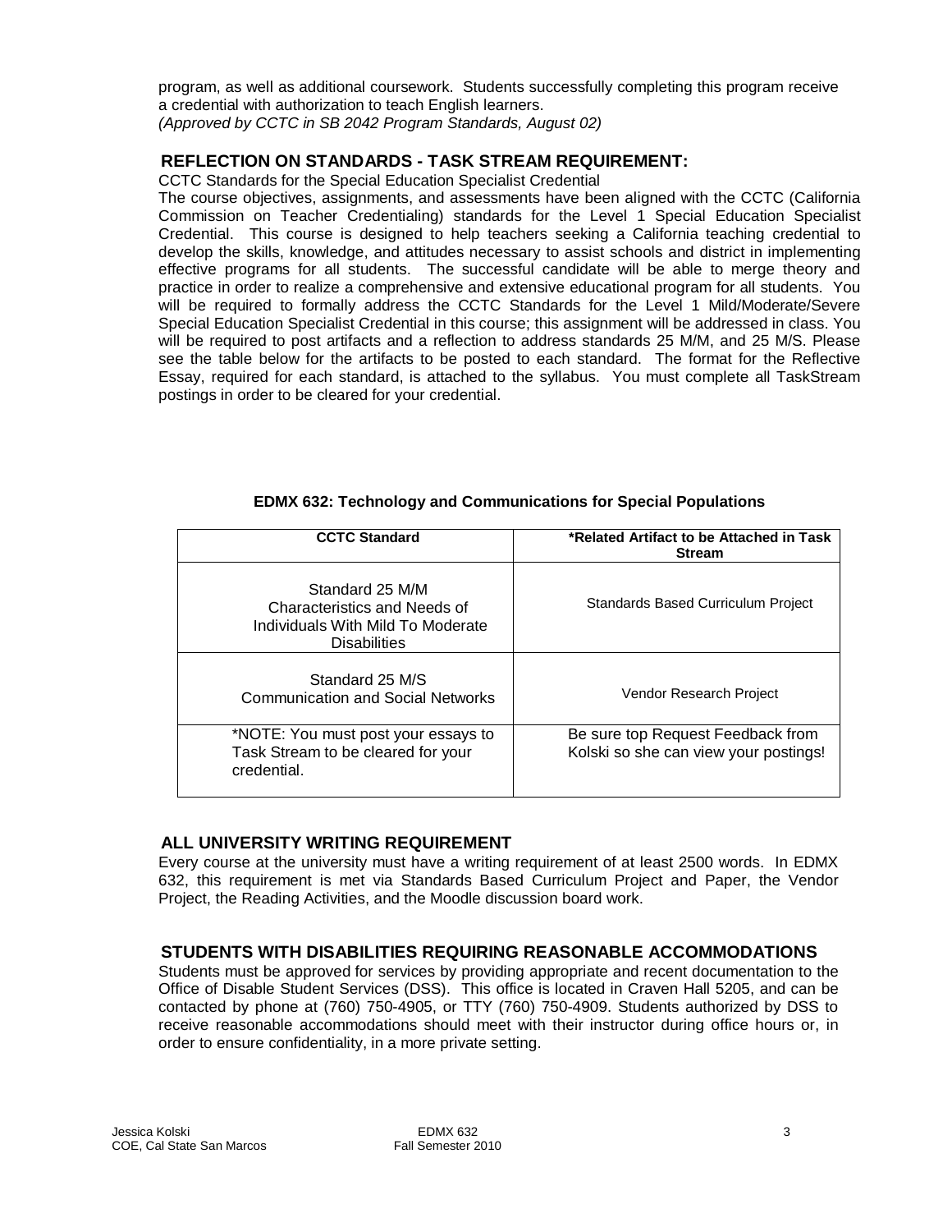program, as well as additional coursework. Students successfully completing this program receive a credential with authorization to teach English learners.
*(Approved by CCTC in SB 2042 Program Standards, August 02)*

## REFLECTION ON STANDARDS - TASK STREAM REQUIREMENT:

CCTC Standards for the Special Education Specialist Credential

The course objectives, assignments, and assessments have been aligned with the CCTC (California Commission on Teacher Credentialing) standards for the Level 1 Special Education Specialist Credential. This course is designed to help teachers seeking a California teaching credential to develop the skills, knowledge, and attitudes necessary to assist schools and district in implementing effective programs for all students. The successful candidate will be able to merge theory and practice in order to realize a comprehensive and extensive educational program for all students. You will be required to formally address the CCTC Standards for the Level 1 Mild/Moderate/Severe Special Education Specialist Credential in this course; this assignment will be addressed in class. You will be required to post artifacts and a reflection to address standards 25 M/M, and 25 M/S. Please see the table below for the artifacts to be posted to each standard. The format for the Reflective Essay, required for each standard, is attached to the syllabus. You must complete all TaskStream postings in order to be cleared for your credential.

**EDMX 632: Technology and Communications for Special Populations**

| CCTC Standard | *Related Artifact to be Attached in Task Stream |
|---|---|
| Standard 25 M/M Characteristics and Needs of Individuals With Mild To Moderate Disabilities | Standards Based Curriculum Project |
| Standard 25 M/S Communication and Social Networks | Vendor Research Project |
| *NOTE: You must post your essays to Task Stream to be cleared for your credential. | Be sure top Request Feedback from Kolski so she can view your postings! |

## ALL UNIVERSITY WRITING REQUIREMENT

Every course at the university must have a writing requirement of at least 2500 words. In EDMX 632, this requirement is met via Standards Based Curriculum Project and Paper, the Vendor Project, the Reading Activities, and the Moodle discussion board work.

## STUDENTS WITH DISABILITIES REQUIRING REASONABLE ACCOMMODATIONS

Students must be approved for services by providing appropriate and recent documentation to the Office of Disable Student Services (DSS). This office is located in Craven Hall 5205, and can be contacted by phone at (760) 750-4905, or TTY (760) 750-4909. Students authorized by DSS to receive reasonable accommodations should meet with their instructor during office hours or, in order to ensure confidentiality, in a more private setting.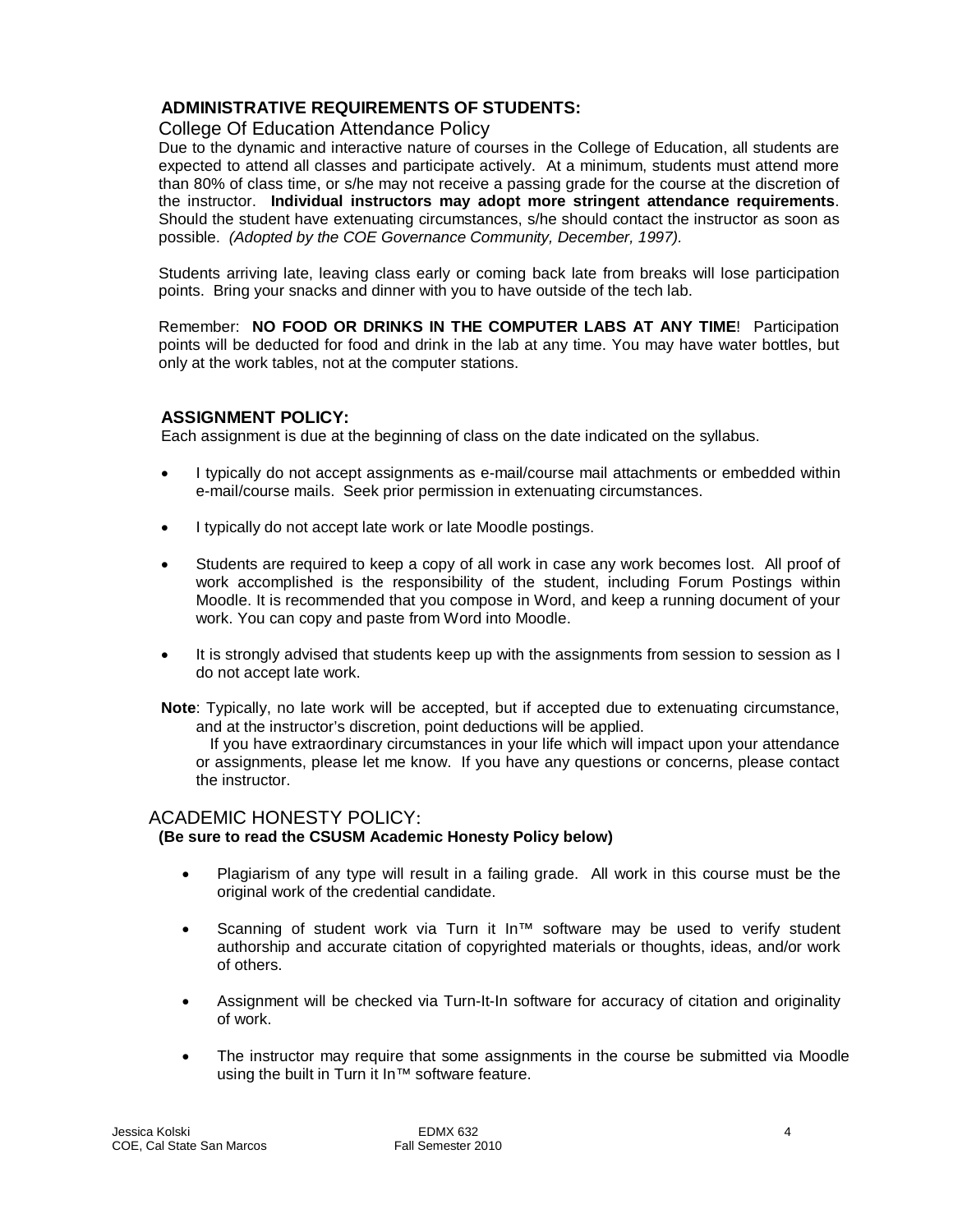## ADMINISTRATIVE REQUIREMENTS OF STUDENTS:

### College Of Education Attendance Policy

Due to the dynamic and interactive nature of courses in the College of Education, all students are expected to attend all classes and participate actively. At a minimum, students must attend more than 80% of class time, or s/he may not receive a passing grade for the course at the discretion of the instructor. **Individual instructors may adopt more stringent attendance requirements**. Should the student have extenuating circumstances, s/he should contact the instructor as soon as possible. *(Adopted by the COE Governance Community, December, 1997).*

Students arriving late, leaving class early or coming back late from breaks will lose participation points. Bring your snacks and dinner with you to have outside of the tech lab.

Remember: **NO FOOD OR DRINKS IN THE COMPUTER LABS AT ANY TIME**! Participation points will be deducted for food and drink in the lab at any time. You may have water bottles, but only at the work tables, not at the computer stations.

## ASSIGNMENT POLICY:

Each assignment is due at the beginning of class on the date indicated on the syllabus.

- I typically do not accept assignments as e-mail/course mail attachments or embedded within e-mail/course mails. Seek prior permission in extenuating circumstances.
- I typically do not accept late work or late Moodle postings.
- Students are required to keep a copy of all work in case any work becomes lost. All proof of work accomplished is the responsibility of the student, including Forum Postings within Moodle. It is recommended that you compose in Word, and keep a running document of your work. You can copy and paste from Word into Moodle.
- It is strongly advised that students keep up with the assignments from session to session as I do not accept late work.

**Note**: Typically, no late work will be accepted, but if accepted due to extenuating circumstance, and at the instructor's discretion, point deductions will be applied.

If you have extraordinary circumstances in your life which will impact upon your attendance or assignments, please let me know. If you have any questions or concerns, please contact the instructor.

## ACADEMIC HONESTY POLICY:

**(Be sure to read the CSUSM Academic Honesty Policy below)**

- Plagiarism of any type will result in a failing grade. All work in this course must be the original work of the credential candidate.
- Scanning of student work via Turn it In™ software may be used to verify student authorship and accurate citation of copyrighted materials or thoughts, ideas, and/or work of others.
- Assignment will be checked via Turn-It-In software for accuracy of citation and originality of work.
- The instructor may require that some assignments in the course be submitted via Moodle using the built in Turn it In™ software feature.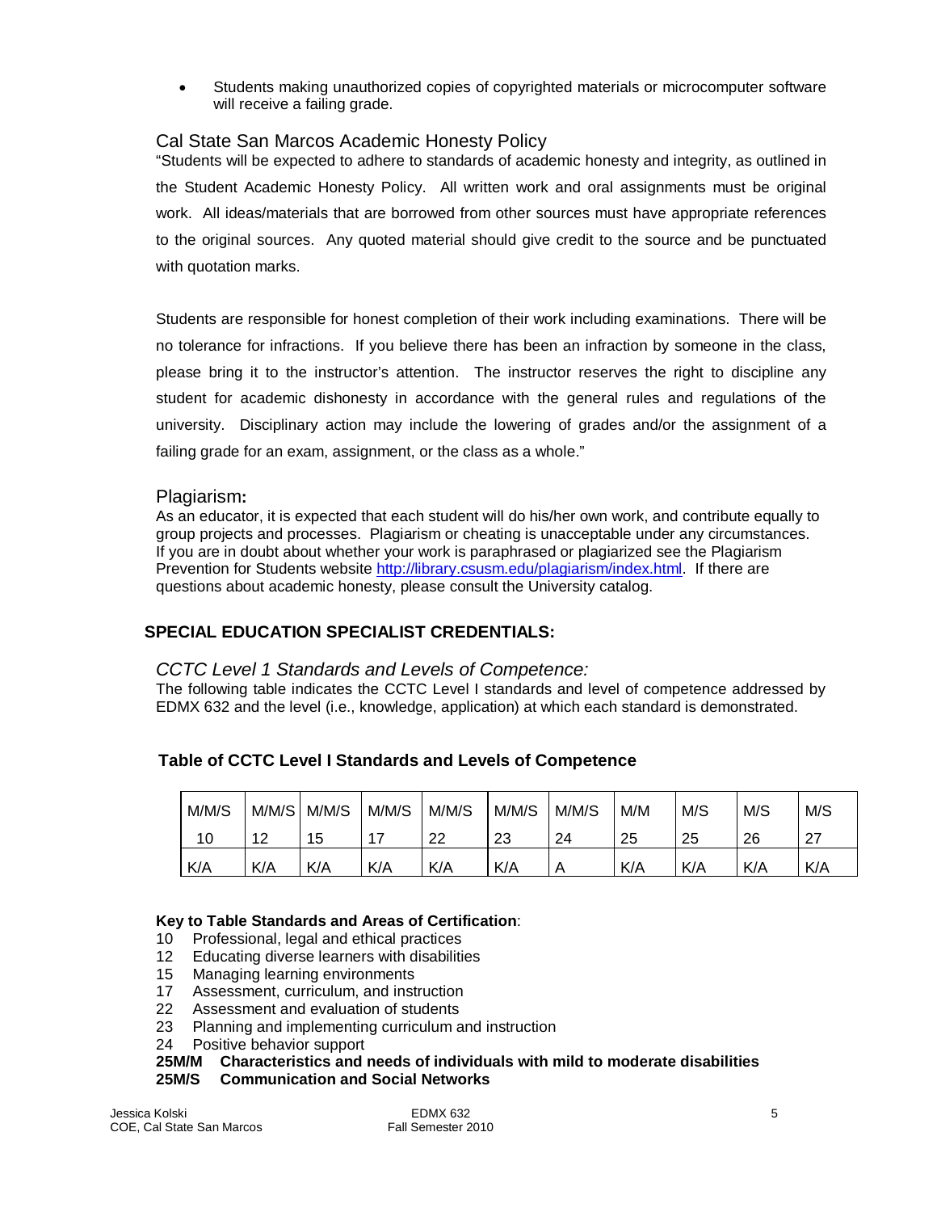- Students making unauthorized copies of copyrighted materials or microcomputer software will receive a failing grade.

## Cal State San Marcos Academic Honesty Policy

"Students will be expected to adhere to standards of academic honesty and integrity, as outlined in the Student Academic Honesty Policy. All written work and oral assignments must be original work. All ideas/materials that are borrowed from other sources must have appropriate references to the original sources. Any quoted material should give credit to the source and be punctuated with quotation marks.

Students are responsible for honest completion of their work including examinations. There will be no tolerance for infractions. If you believe there has been an infraction by someone in the class, please bring it to the instructor's attention. The instructor reserves the right to discipline any student for academic dishonesty in accordance with the general rules and regulations of the university. Disciplinary action may include the lowering of grades and/or the assignment of a failing grade for an exam, assignment, or the class as a whole."

## Plagiarism:

As an educator, it is expected that each student will do his/her own work, and contribute equally to group projects and processes. Plagiarism or cheating is unacceptable under any circumstances. If you are in doubt about whether your work is paraphrased or plagiarized see the Plagiarism Prevention for Students website http://library.csusm.edu/plagiarism/index.html. If there are questions about academic honesty, please consult the University catalog.

## SPECIAL EDUCATION SPECIALIST CREDENTIALS:

### *CCTC Level 1 Standards and Levels of Competence:*

The following table indicates the CCTC Level I standards and level of competence addressed by EDMX 632 and the level (i.e., knowledge, application) at which each standard is demonstrated.

**Table of CCTC Level I Standards and Levels of Competence**

| M/M/S 10 | M/M/S 12 | M/M/S 15 | M/M/S 17 | M/M/S 22 | M/M/S 23 | M/M/S 24 | M/M 25 | M/S 25 | M/S 26 | M/S 27 |
|---|---|---|---|---|---|---|---|---|---|---|
| K/A | K/A | K/A | K/A | K/A | K/A | A | K/A | K/A | K/A | K/A |

**Key to Table Standards and Areas of Certification**:

10 Professional, legal and ethical practices
12 Educating diverse learners with disabilities
15 Managing learning environments
17 Assessment, curriculum, and instruction
22 Assessment and evaluation of students
23 Planning and implementing curriculum and instruction
24 Positive behavior support
**25M/M Characteristics and needs of individuals with mild to moderate disabilities**
**25M/S Communication and Social Networks**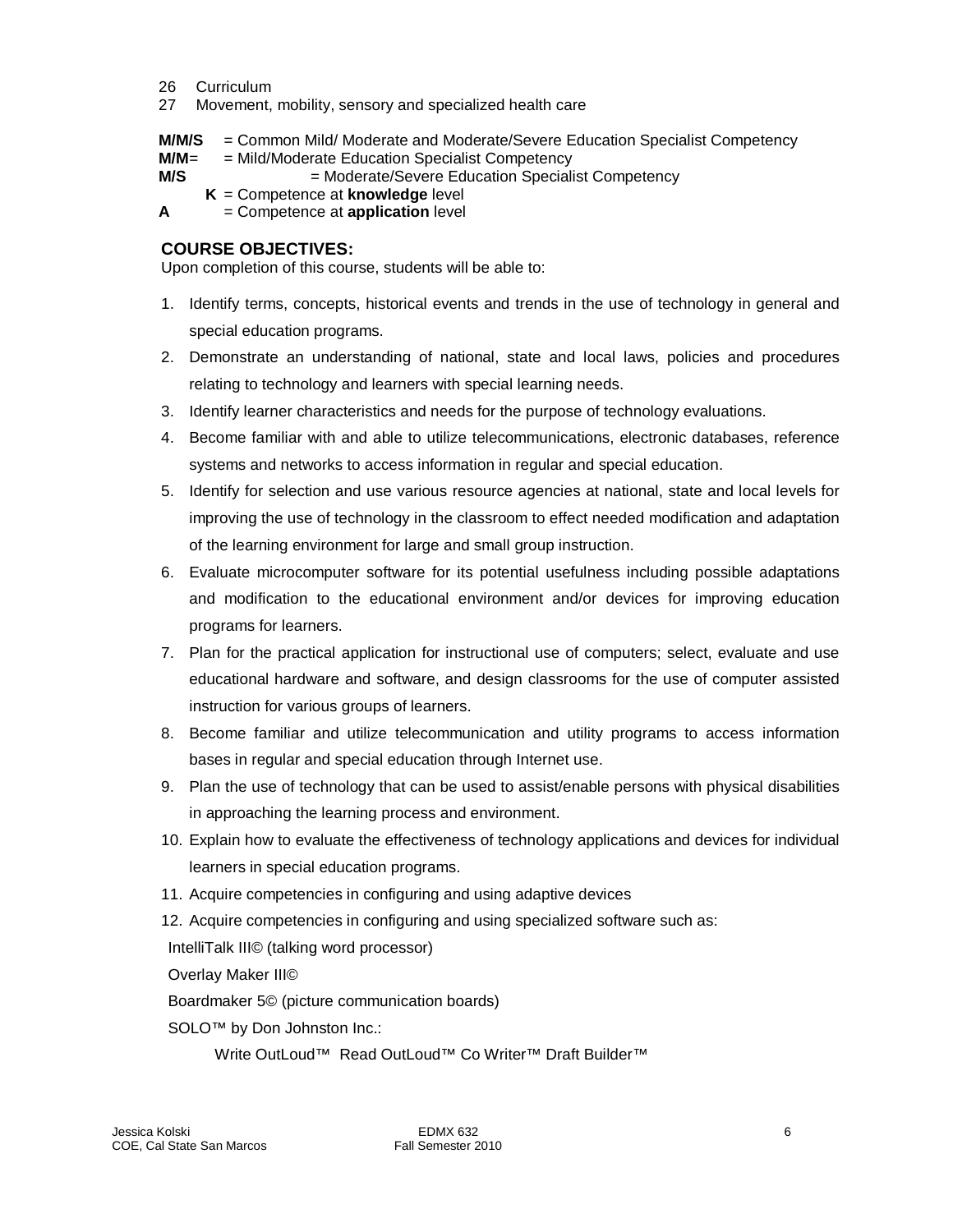26 Curriculum
27 Movement, mobility, sensory and specialized health care

**M/M/S** = Common Mild/ Moderate and Moderate/Severe Education Specialist Competency
**M/M**= = Mild/Moderate Education Specialist Competency
**M/S** = Moderate/Severe Education Specialist Competency
**K** = Competence at **knowledge** level
**A** = Competence at **application** level

### COURSE OBJECTIVES:

Upon completion of this course, students will be able to:

1. Identify terms, concepts, historical events and trends in the use of technology in general and special education programs.
2. Demonstrate an understanding of national, state and local laws, policies and procedures relating to technology and learners with special learning needs.
3. Identify learner characteristics and needs for the purpose of technology evaluations.
4. Become familiar with and able to utilize telecommunications, electronic databases, reference systems and networks to access information in regular and special education.
5. Identify for selection and use various resource agencies at national, state and local levels for improving the use of technology in the classroom to effect needed modification and adaptation of the learning environment for large and small group instruction.
6. Evaluate microcomputer software for its potential usefulness including possible adaptations and modification to the educational environment and/or devices for improving education programs for learners.
7. Plan for the practical application for instructional use of computers; select, evaluate and use educational hardware and software, and design classrooms for the use of computer assisted instruction for various groups of learners.
8. Become familiar and utilize telecommunication and utility programs to access information bases in regular and special education through Internet use.
9. Plan the use of technology that can be used to assist/enable persons with physical disabilities in approaching the learning process and environment.
10. Explain how to evaluate the effectiveness of technology applications and devices for individual learners in special education programs.
11. Acquire competencies in configuring and using adaptive devices
12. Acquire competencies in configuring and using specialized software such as:

IntelliTalk III© (talking word processor)

Overlay Maker III©

Boardmaker 5© (picture communication boards)

SOLO™ by Don Johnston Inc.:

Write OutLoud™ Read OutLoud™ Co Writer™ Draft Builder™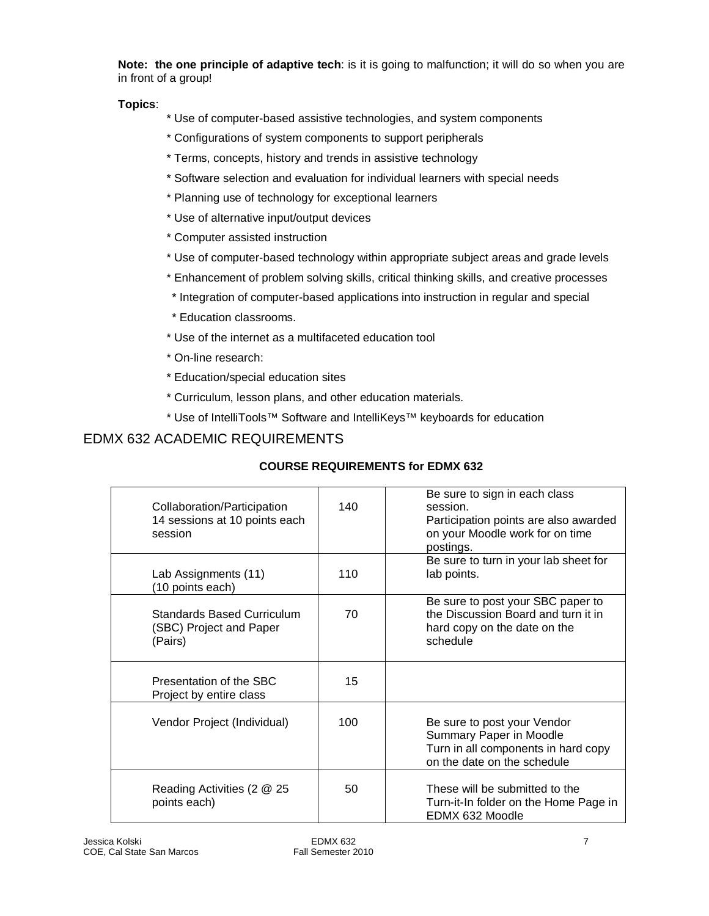**Note: the one principle of adaptive tech**: is it is going to malfunction; it will do so when you are in front of a group!

**Topics**:

* Use of computer-based assistive technologies, and system components
* Configurations of system components to support peripherals
* Terms, concepts, history and trends in assistive technology
* Software selection and evaluation for individual learners with special needs
* Planning use of technology for exceptional learners
* Use of alternative input/output devices
* Computer assisted instruction
* Use of computer-based technology within appropriate subject areas and grade levels
* Enhancement of problem solving skills, critical thinking skills, and creative processes
* Integration of computer-based applications into instruction in regular and special
* Education classrooms.
* Use of the internet as a multifaceted education tool
* On-line research:
* Education/special education sites
* Curriculum, lesson plans, and other education materials.
* Use of IntelliTools™ Software and IntelliKeys™ keyboards for education

## EDMX 632 ACADEMIC REQUIREMENTS

**COURSE REQUIREMENTS for EDMX 632**

| | | |
|---|---|---|
| Collaboration/Participation 14 sessions at 10 points each session | 140 | Be sure to sign in each class session. Participation points are also awarded on your Moodle work for on time postings. |
| Lab Assignments (11) (10 points each) | 110 | Be sure to turn in your lab sheet for lab points. |
| Standards Based Curriculum (SBC) Project and Paper (Pairs) | 70 | Be sure to post your SBC paper to the Discussion Board and turn it in hard copy on the date on the schedule |
| Presentation of the SBC Project by entire class | 15 | |
| Vendor Project (Individual) | 100 | Be sure to post your Vendor Summary Paper in Moodle Turn in all components in hard copy on the date on the schedule |
| Reading Activities (2 @ 25 points each) | 50 | These will be submitted to the Turn-it-In folder on the Home Page in EDMX 632 Moodle |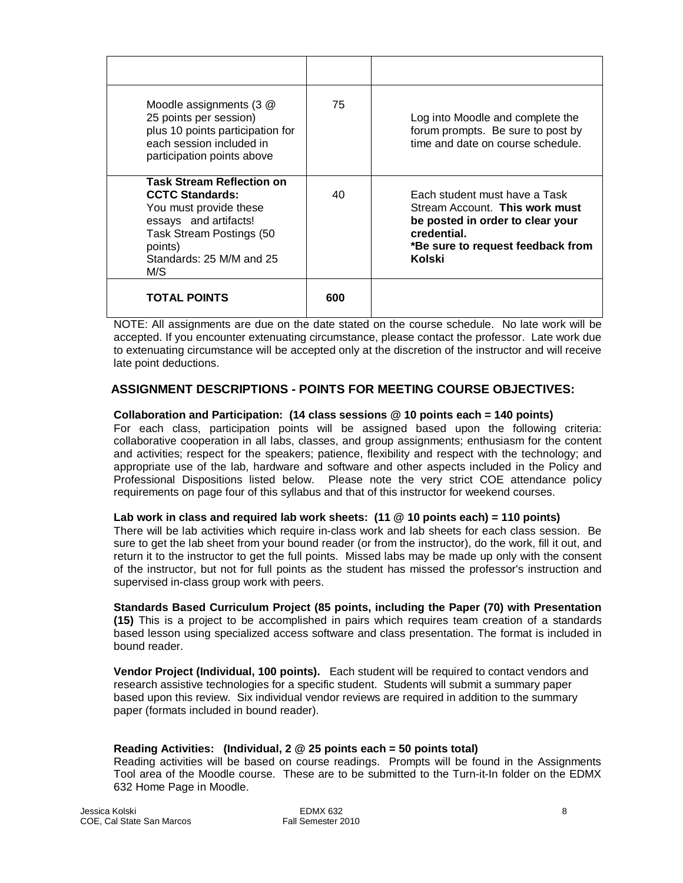| | | |
|---|---|---|
| Moodle assignments (3 @ 25 points per session) plus 10 points participation for each session included in participation points above | 75 | Log into Moodle and complete the forum prompts. Be sure to post by time and date on course schedule. |
| **Task Stream Reflection on CCTC Standards:** You must provide these essays and artifacts! Task Stream Postings (50 points) Standards: 25 M/M and 25 M/S | 40 | Each student must have a Task Stream Account. **This work must be posted in order to clear your credential.** ***Be sure to request feedback from Kolski** |
| **TOTAL POINTS** | **600** | |

NOTE: All assignments are due on the date stated on the course schedule. No late work will be accepted. If you encounter extenuating circumstance, please contact the professor. Late work due to extenuating circumstance will be accepted only at the discretion of the instructor and will receive late point deductions.

## ASSIGNMENT DESCRIPTIONS - POINTS FOR MEETING COURSE OBJECTIVES:

**Collaboration and Participation: (14 class sessions @ 10 points each = 140 points)**
For each class, participation points will be assigned based upon the following criteria: collaborative cooperation in all labs, classes, and group assignments; enthusiasm for the content and activities; respect for the speakers; patience, flexibility and respect with the technology; and appropriate use of the lab, hardware and software and other aspects included in the Policy and Professional Dispositions listed below. Please note the very strict COE attendance policy requirements on page four of this syllabus and that of this instructor for weekend courses.

**Lab work in class and required lab work sheets: (11 @ 10 points each) = 110 points)**
There will be lab activities which require in-class work and lab sheets for each class session. Be sure to get the lab sheet from your bound reader (or from the instructor), do the work, fill it out, and return it to the instructor to get the full points. Missed labs may be made up only with the consent of the instructor, but not for full points as the student has missed the professor's instruction and supervised in-class group work with peers.

**Standards Based Curriculum Project (85 points, including the Paper (70) with Presentation (15)** This is a project to be accomplished in pairs which requires team creation of a standards based lesson using specialized access software and class presentation. The format is included in bound reader.

**Vendor Project (Individual, 100 points).** Each student will be required to contact vendors and research assistive technologies for a specific student. Students will submit a summary paper based upon this review. Six individual vendor reviews are required in addition to the summary paper (formats included in bound reader).

**Reading Activities: (Individual, 2 @ 25 points each = 50 points total)**
Reading activities will be based on course readings. Prompts will be found in the Assignments Tool area of the Moodle course. These are to be submitted to the Turn-it-In folder on the EDMX 632 Home Page in Moodle.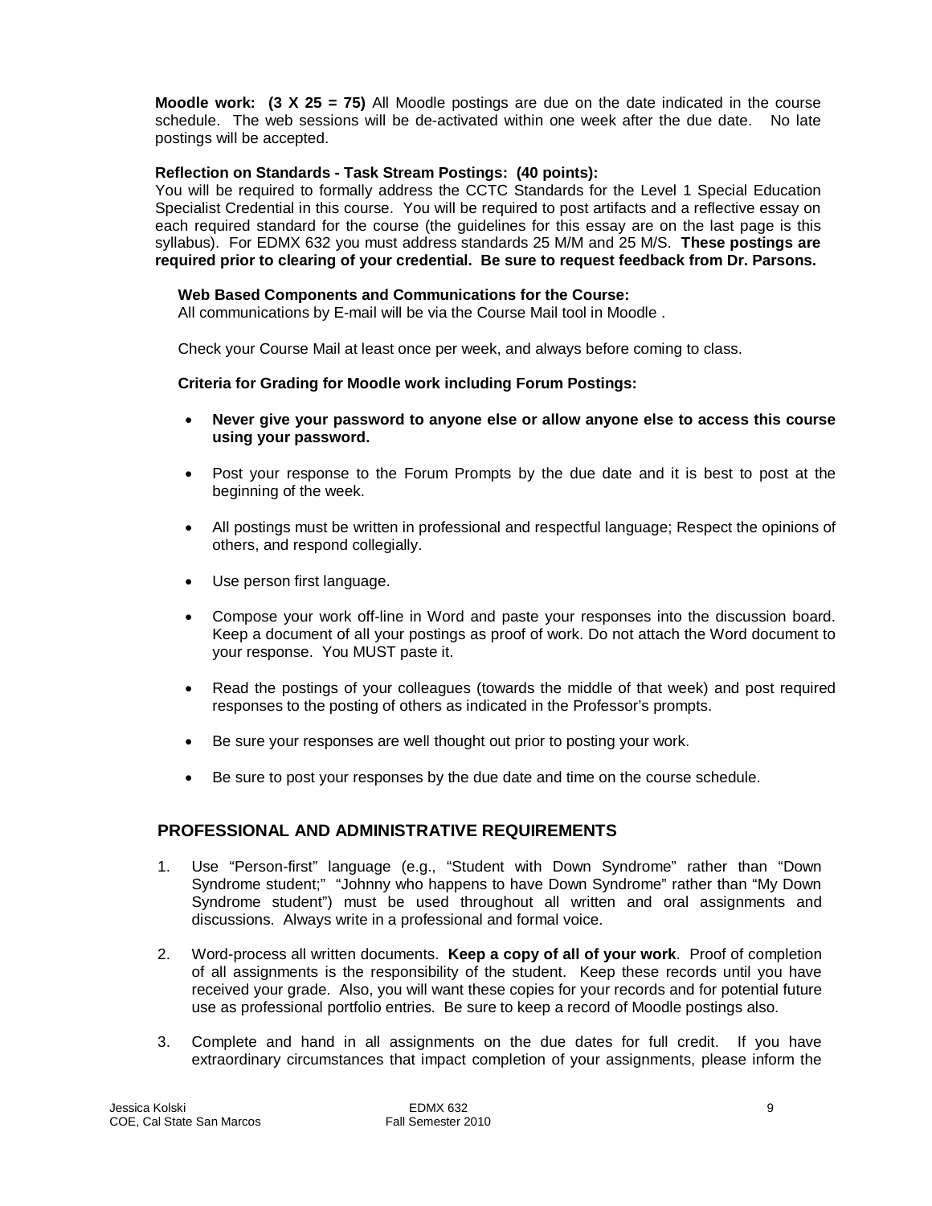**Moodle work: (3 X 25 = 75)** All Moodle postings are due on the date indicated in the course schedule. The web sessions will be de-activated within one week after the due date. No late postings will be accepted.

**Reflection on Standards - Task Stream Postings: (40 points):**
You will be required to formally address the CCTC Standards for the Level 1 Special Education Specialist Credential in this course. You will be required to post artifacts and a reflective essay on each required standard for the course (the guidelines for this essay are on the last page is this syllabus). For EDMX 632 you must address standards 25 M/M and 25 M/S. **These postings are required prior to clearing of your credential. Be sure to request feedback from Dr. Parsons.**

**Web Based Components and Communications for the Course:**
All communications by E-mail will be via the Course Mail tool in Moodle .

Check your Course Mail at least once per week, and always before coming to class.

**Criteria for Grading for Moodle work including Forum Postings:**

- **Never give your password to anyone else or allow anyone else to access this course using your password.**
- Post your response to the Forum Prompts by the due date and it is best to post at the beginning of the week.
- All postings must be written in professional and respectful language; Respect the opinions of others, and respond collegially.
- Use person first language.
- Compose your work off-line in Word and paste your responses into the discussion board. Keep a document of all your postings as proof of work. Do not attach the Word document to your response. You MUST paste it.
- Read the postings of your colleagues (towards the middle of that week) and post required responses to the posting of others as indicated in the Professor's prompts.
- Be sure your responses are well thought out prior to posting your work.
- Be sure to post your responses by the due date and time on the course schedule.

## PROFESSIONAL AND ADMINISTRATIVE REQUIREMENTS

1. Use "Person-first" language (e.g., "Student with Down Syndrome" rather than "Down Syndrome student;" "Johnny who happens to have Down Syndrome" rather than "My Down Syndrome student") must be used throughout all written and oral assignments and discussions. Always write in a professional and formal voice.
2. Word-process all written documents. **Keep a copy of all of your work**. Proof of completion of all assignments is the responsibility of the student. Keep these records until you have received your grade. Also, you will want these copies for your records and for potential future use as professional portfolio entries. Be sure to keep a record of Moodle postings also.
3. Complete and hand in all assignments on the due dates for full credit. If you have extraordinary circumstances that impact completion of your assignments, please inform the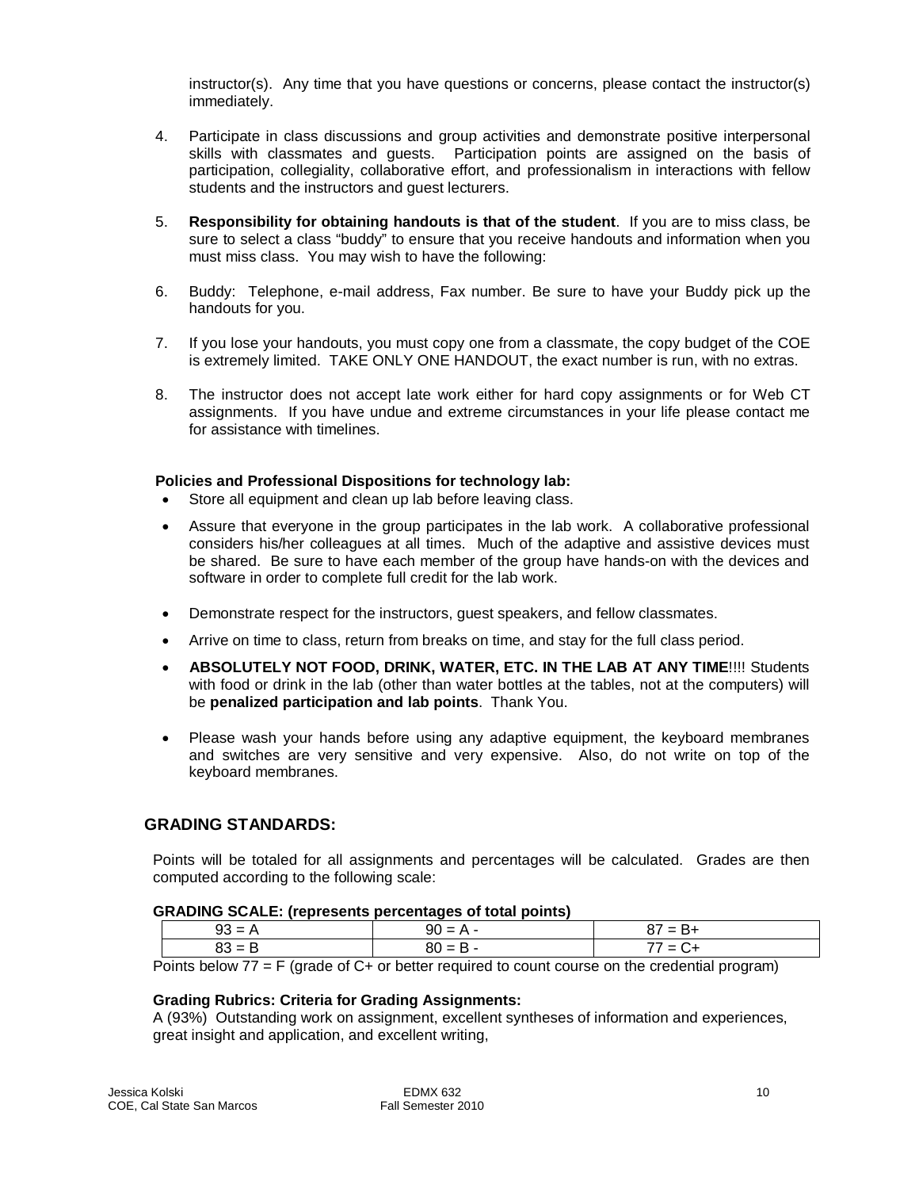instructor(s). Any time that you have questions or concerns, please contact the instructor(s) immediately.

4. Participate in class discussions and group activities and demonstrate positive interpersonal skills with classmates and guests. Participation points are assigned on the basis of participation, collegiality, collaborative effort, and professionalism in interactions with fellow students and the instructors and guest lecturers.

5. **Responsibility for obtaining handouts is that of the student**. If you are to miss class, be sure to select a class "buddy" to ensure that you receive handouts and information when you must miss class. You may wish to have the following:

6. Buddy: Telephone, e-mail address, Fax number. Be sure to have your Buddy pick up the handouts for you.

7. If you lose your handouts, you must copy one from a classmate, the copy budget of the COE is extremely limited. TAKE ONLY ONE HANDOUT, the exact number is run, with no extras.

8. The instructor does not accept late work either for hard copy assignments or for Web CT assignments. If you have undue and extreme circumstances in your life please contact me for assistance with timelines.

**Policies and Professional Dispositions for technology lab:**

- Store all equipment and clean up lab before leaving class.
- Assure that everyone in the group participates in the lab work. A collaborative professional considers his/her colleagues at all times. Much of the adaptive and assistive devices must be shared. Be sure to have each member of the group have hands-on with the devices and software in order to complete full credit for the lab work.
- Demonstrate respect for the instructors, guest speakers, and fellow classmates.
- Arrive on time to class, return from breaks on time, and stay for the full class period.
- **ABSOLUTELY NOT FOOD, DRINK, WATER, ETC. IN THE LAB AT ANY TIME**!!!! Students with food or drink in the lab (other than water bottles at the tables, not at the computers) will be **penalized participation and lab points**. Thank You.
- Please wash your hands before using any adaptive equipment, the keyboard membranes and switches are very sensitive and very expensive. Also, do not write on top of the keyboard membranes.

## GRADING STANDARDS:

Points will be totaled for all assignments and percentages will be calculated. Grades are then computed according to the following scale:

**GRADING SCALE: (represents percentages of total points)**

| 93 = A | 90 = A - | 87 = B+ |
|---|---|---|
| 83 = B | 80 = B - | 77 = C+ |

Points below 77 = F (grade of C+ or better required to count course on the credential program)

**Grading Rubrics: Criteria for Grading Assignments:**

A (93%) Outstanding work on assignment, excellent syntheses of information and experiences, great insight and application, and excellent writing,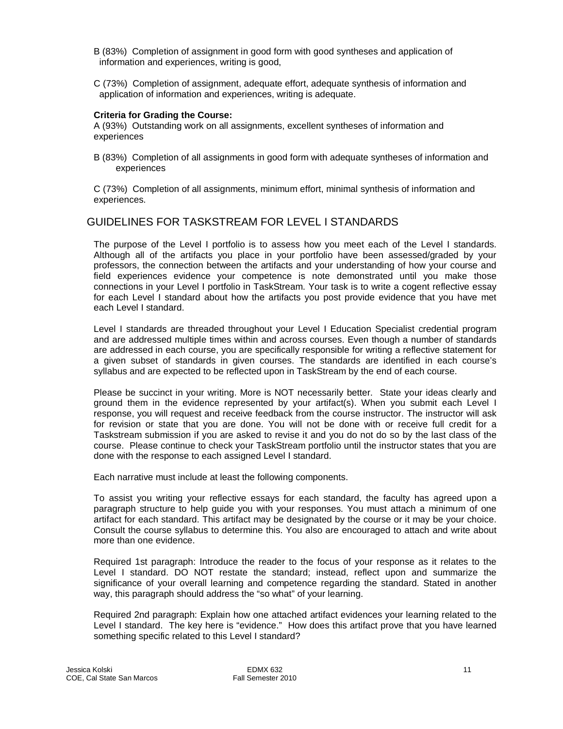B (83%) Completion of assignment in good form with good syntheses and application of information and experiences, writing is good,

C (73%) Completion of assignment, adequate effort, adequate synthesis of information and application of information and experiences, writing is adequate.

**Criteria for Grading the Course:**

A (93%) Outstanding work on all assignments, excellent syntheses of information and experiences

B (83%) Completion of all assignments in good form with adequate syntheses of information and experiences

C (73%) Completion of all assignments, minimum effort, minimal synthesis of information and experiences.

## GUIDELINES FOR TASKSTREAM FOR LEVEL I STANDARDS

The purpose of the Level I portfolio is to assess how you meet each of the Level I standards. Although all of the artifacts you place in your portfolio have been assessed/graded by your professors, the connection between the artifacts and your understanding of how your course and field experiences evidence your competence is note demonstrated until you make those connections in your Level I portfolio in TaskStream. Your task is to write a cogent reflective essay for each Level I standard about how the artifacts you post provide evidence that you have met each Level I standard.

Level I standards are threaded throughout your Level I Education Specialist credential program and are addressed multiple times within and across courses. Even though a number of standards are addressed in each course, you are specifically responsible for writing a reflective statement for a given subset of standards in given courses. The standards are identified in each course's syllabus and are expected to be reflected upon in TaskStream by the end of each course.

Please be succinct in your writing. More is NOT necessarily better. State your ideas clearly and ground them in the evidence represented by your artifact(s). When you submit each Level I response, you will request and receive feedback from the course instructor. The instructor will ask for revision or state that you are done. You will not be done with or receive full credit for a Taskstream submission if you are asked to revise it and you do not do so by the last class of the course. Please continue to check your TaskStream portfolio until the instructor states that you are done with the response to each assigned Level I standard.

Each narrative must include at least the following components.

To assist you writing your reflective essays for each standard, the faculty has agreed upon a paragraph structure to help guide you with your responses. You must attach a minimum of one artifact for each standard. This artifact may be designated by the course or it may be your choice. Consult the course syllabus to determine this. You also are encouraged to attach and write about more than one evidence.

Required 1st paragraph: Introduce the reader to the focus of your response as it relates to the Level I standard. DO NOT restate the standard; instead, reflect upon and summarize the significance of your overall learning and competence regarding the standard. Stated in another way, this paragraph should address the "so what" of your learning.

Required 2nd paragraph: Explain how one attached artifact evidences your learning related to the Level I standard. The key here is "evidence." How does this artifact prove that you have learned something specific related to this Level I standard?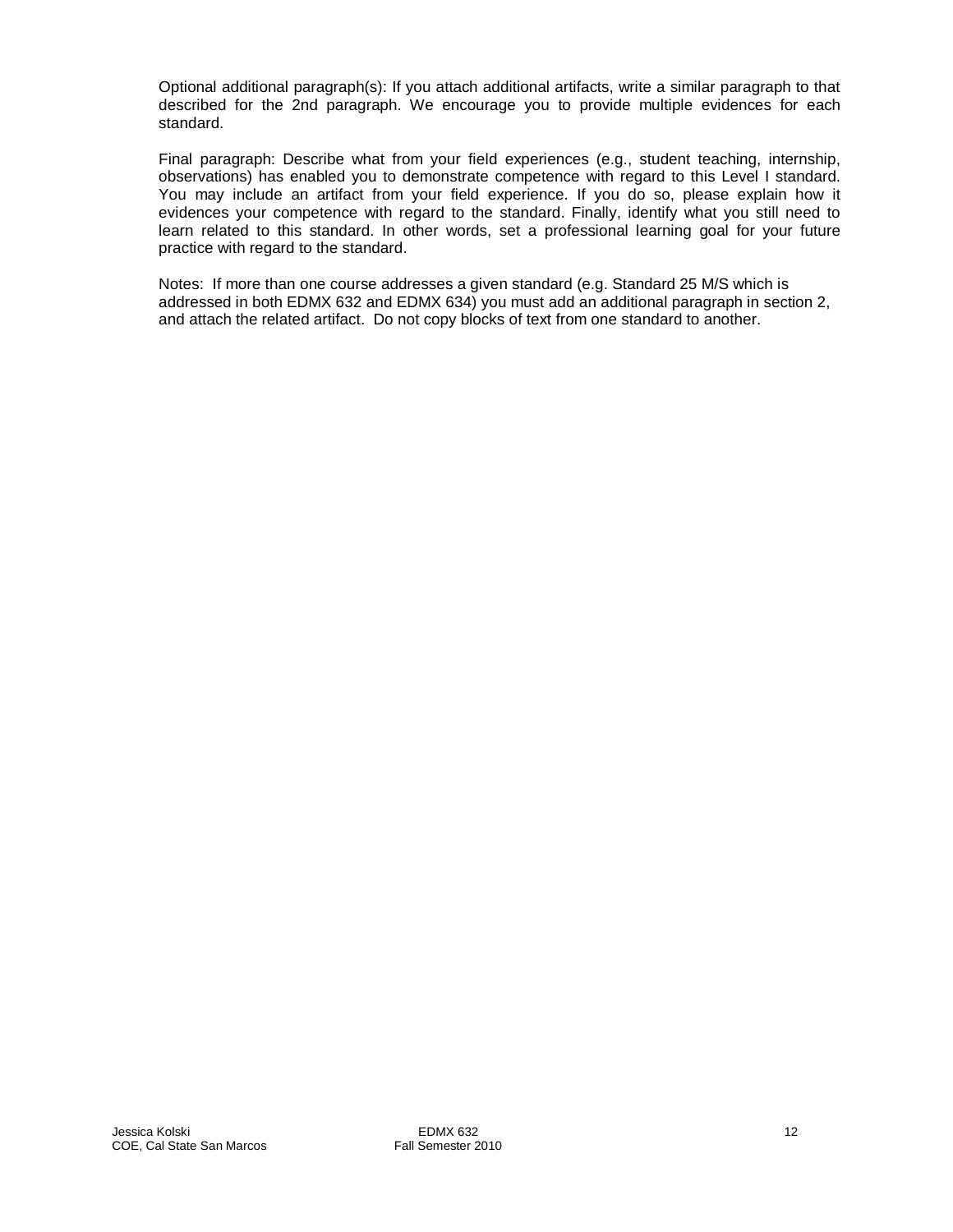Optional additional paragraph(s): If you attach additional artifacts, write a similar paragraph to that described for the 2nd paragraph. We encourage you to provide multiple evidences for each standard.

Final paragraph: Describe what from your field experiences (e.g., student teaching, internship, observations) has enabled you to demonstrate competence with regard to this Level I standard. You may include an artifact from your field experience. If you do so, please explain how it evidences your competence with regard to the standard. Finally, identify what you still need to learn related to this standard. In other words, set a professional learning goal for your future practice with regard to the standard.

Notes: If more than one course addresses a given standard (e.g. Standard 25 M/S which is addressed in both EDMX 632 and EDMX 634) you must add an additional paragraph in section 2, and attach the related artifact. Do not copy blocks of text from one standard to another.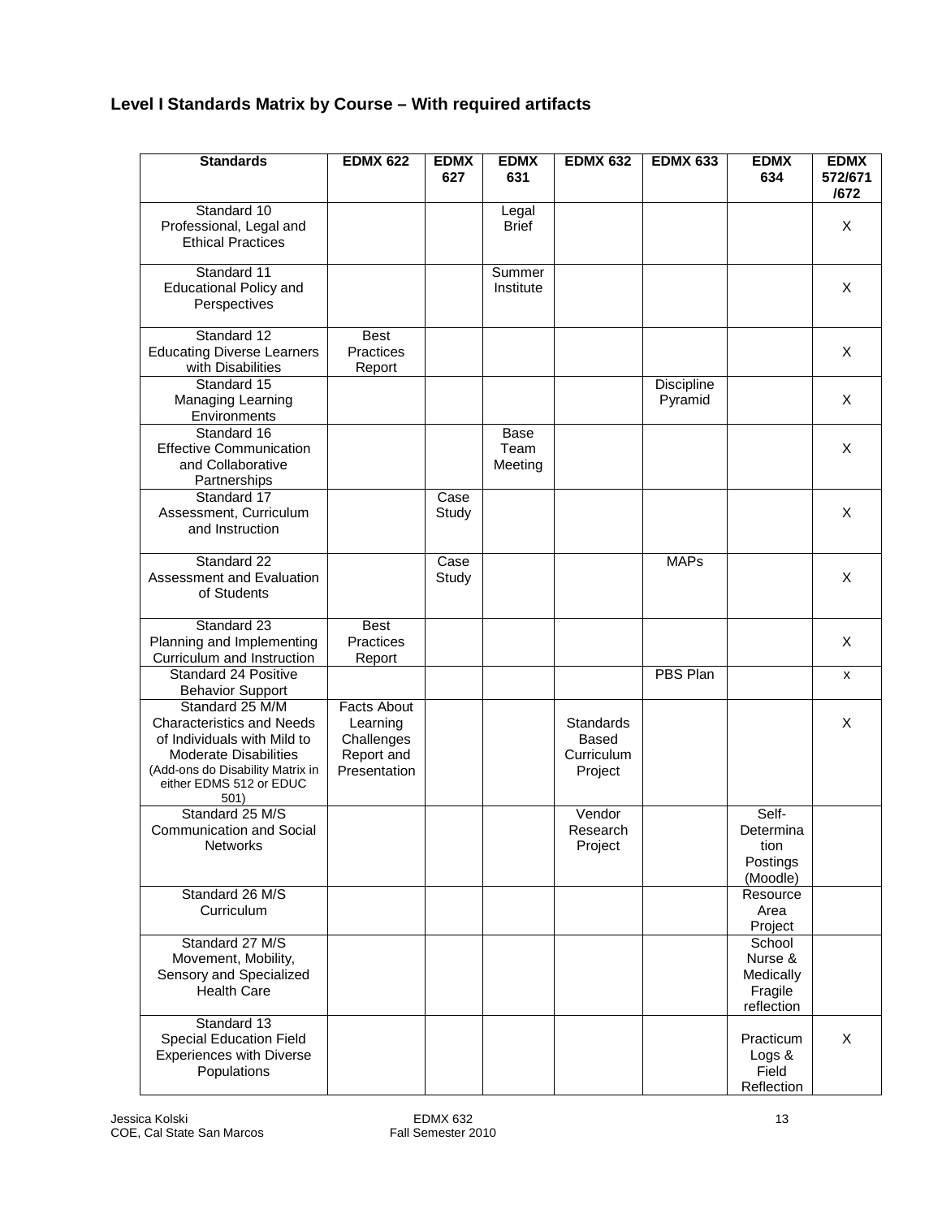## Level I Standards Matrix by Course – With required artifacts

| Standards | EDMX 622 | EDMX 627 | EDMX 631 | EDMX 632 | EDMX 633 | EDMX 634 | EDMX 572/671 /672 |
|---|---|---|---|---|---|---|---|
| Standard 10 Professional, Legal and Ethical Practices | | | Legal Brief | | | | X |
| Standard 11 Educational Policy and Perspectives | | | Summer Institute | | | | X |
| Standard 12 Educating Diverse Learners with Disabilities | Best Practices Report | | | | | | X |
| Standard 15 Managing Learning Environments | | | | | Discipline Pyramid | | X |
| Standard 16 Effective Communication and Collaborative Partnerships | | | Base Team Meeting | | | | X |
| Standard 17 Assessment, Curriculum and Instruction | | Case Study | | | | | X |
| Standard 22 Assessment and Evaluation of Students | | Case Study | | | MAPs | | X |
| Standard 23 Planning and Implementing Curriculum and Instruction | Best Practices Report | | | | | | X |
| Standard 24 Positive Behavior Support | | | | | PBS Plan | | x |
| Standard 25 M/M Characteristics and Needs of Individuals with Mild to Moderate Disabilities (Add-ons do Disability Matrix in either EDMS 512 or EDUC 501) | Facts About Learning Challenges Report and Presentation | | | Standards Based Curriculum Project | | | X |
| Standard 25 M/S Communication and Social Networks | | | | Vendor Research Project | | Self-Determination Postings (Moodle) | |
| Standard 26 M/S Curriculum | | | | | | Resource Area Project | |
| Standard 27 M/S Movement, Mobility, Sensory and Specialized Health Care | | | | | | School Nurse & Medically Fragile reflection | |
| Standard 13 Special Education Field Experiences with Diverse Populations | | | | | | Practicum Logs & Field Reflection | X |